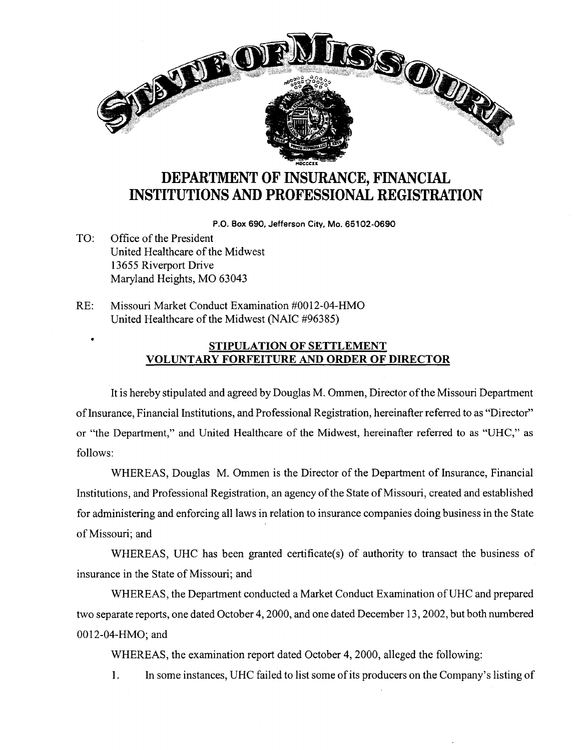# DEPARTMENT OF INSURANCE, FINANCIAL INSTITUTIONS AND PROFESSIONAL REGISTRATION

P.O. Box 690, Jefferson City, Mo. 65102-0690

TO: Office of the President
United Healthcare of the Midwest
13655 Riverport Drive
Maryland Heights, MO 63043

RE: Missouri Market Conduct Examination #0012-04-HMO
United Healthcare of the Midwest (NAIC #96385)

## STIPULATION OF SETTLEMENT VOLUNTARY FORFEITURE AND ORDER OF DIRECTOR

It is hereby stipulated and agreed by Douglas M. Ommen, Director of the Missouri Department of Insurance, Financial Institutions, and Professional Registration, hereinafter referred to as "Director" or "the Department," and United Healthcare of the Midwest, hereinafter referred to as "UHC," as follows:

WHEREAS, Douglas M. Ommen is the Director of the Department of Insurance, Financial Institutions, and Professional Registration, an agency of the State of Missouri, created and established for administering and enforcing all laws in relation to insurance companies doing business in the State of Missouri; and

WHEREAS, UHC has been granted certificate(s) of authority to transact the business of insurance in the State of Missouri; and

WHEREAS, the Department conducted a Market Conduct Examination of UHC and prepared two separate reports, one dated October 4, 2000, and one dated December 13, 2002, but both numbered 0012-04-HMO; and

WHEREAS, the examination report dated October 4, 2000, alleged the following:

1. In some instances, UHC failed to list some of its producers on the Company's listing of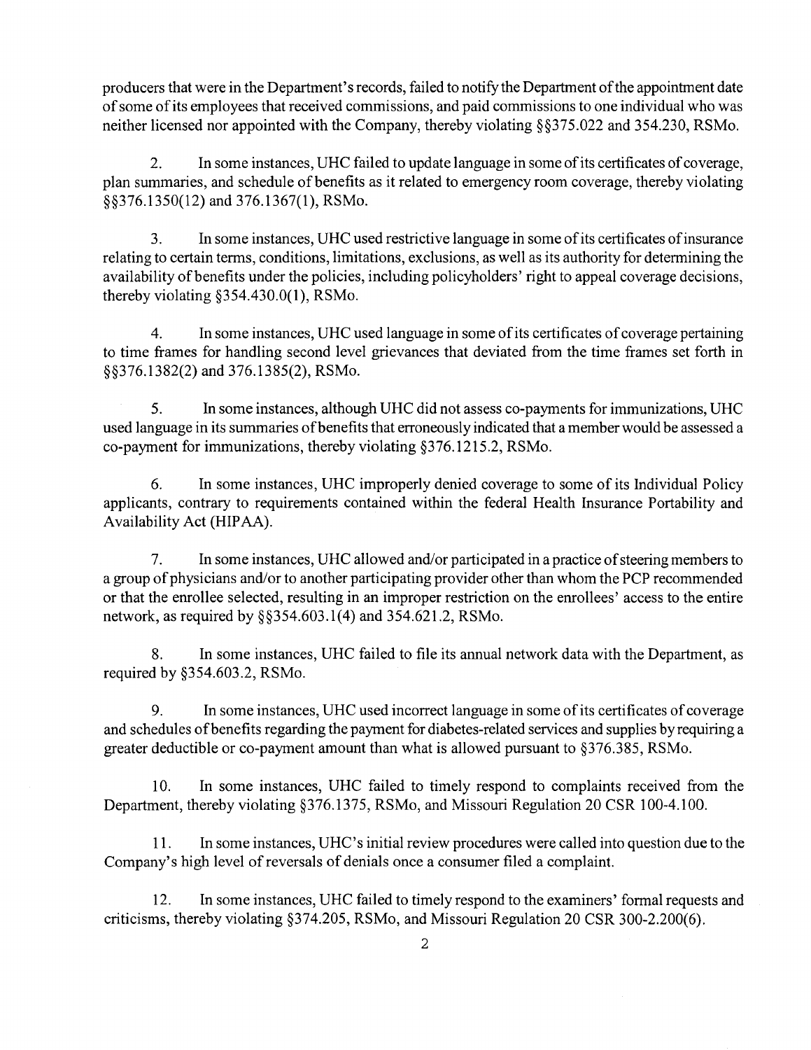producers that were in the Department's records, failed to notify the Department of the appointment date of some of its employees that received commissions, and paid commissions to one individual who was neither licensed nor appointed with the Company, thereby violating §§375.022 and 354.230, RSMo.

2. In some instances, UHC failed to update language in some of its certificates of coverage, plan summaries, and schedule of benefits as it related to emergency room coverage, thereby violating §§376.1350(12) and 376.1367(1), RSMo.

3. In some instances, UHC used restrictive language in some of its certificates of insurance relating to certain terms, conditions, limitations, exclusions, as well as its authority for determining the availability of benefits under the policies, including policyholders' right to appeal coverage decisions, thereby violating §354.430.0(1), RSMo.

4. In some instances, UHC used language in some of its certificates of coverage pertaining to time frames for handling second level grievances that deviated from the time frames set forth in §§376.1382(2) and 376.1385(2), RSMo.

5. In some instances, although UHC did not assess co-payments for immunizations, UHC used language in its summaries of benefits that erroneously indicated that a member would be assessed a co-payment for immunizations, thereby violating §376.1215.2, RSMo.

6. In some instances, UHC improperly denied coverage to some of its Individual Policy applicants, contrary to requirements contained within the federal Health Insurance Portability and Availability Act (HIPAA).

7. In some instances, UHC allowed and/or participated in a practice of steering members to a group of physicians and/or to another participating provider other than whom the PCP recommended or that the enrollee selected, resulting in an improper restriction on the enrollees' access to the entire network, as required by §§354.603.1(4) and 354.621.2, RSMo.

8. In some instances, UHC failed to file its annual network data with the Department, as required by §354.603.2, RSMo.

9. In some instances, UHC used incorrect language in some of its certificates of coverage and schedules of benefits regarding the payment for diabetes-related services and supplies by requiring a greater deductible or co-payment amount than what is allowed pursuant to §376.385, RSMo.

10. In some instances, UHC failed to timely respond to complaints received from the Department, thereby violating §376.1375, RSMo, and Missouri Regulation 20 CSR 100-4.100.

11. In some instances, UHC's initial review procedures were called into question due to the Company's high level of reversals of denials once a consumer filed a complaint.

12. In some instances, UHC failed to timely respond to the examiners' formal requests and criticisms, thereby violating §374.205, RSMo, and Missouri Regulation 20 CSR 300-2.200(6).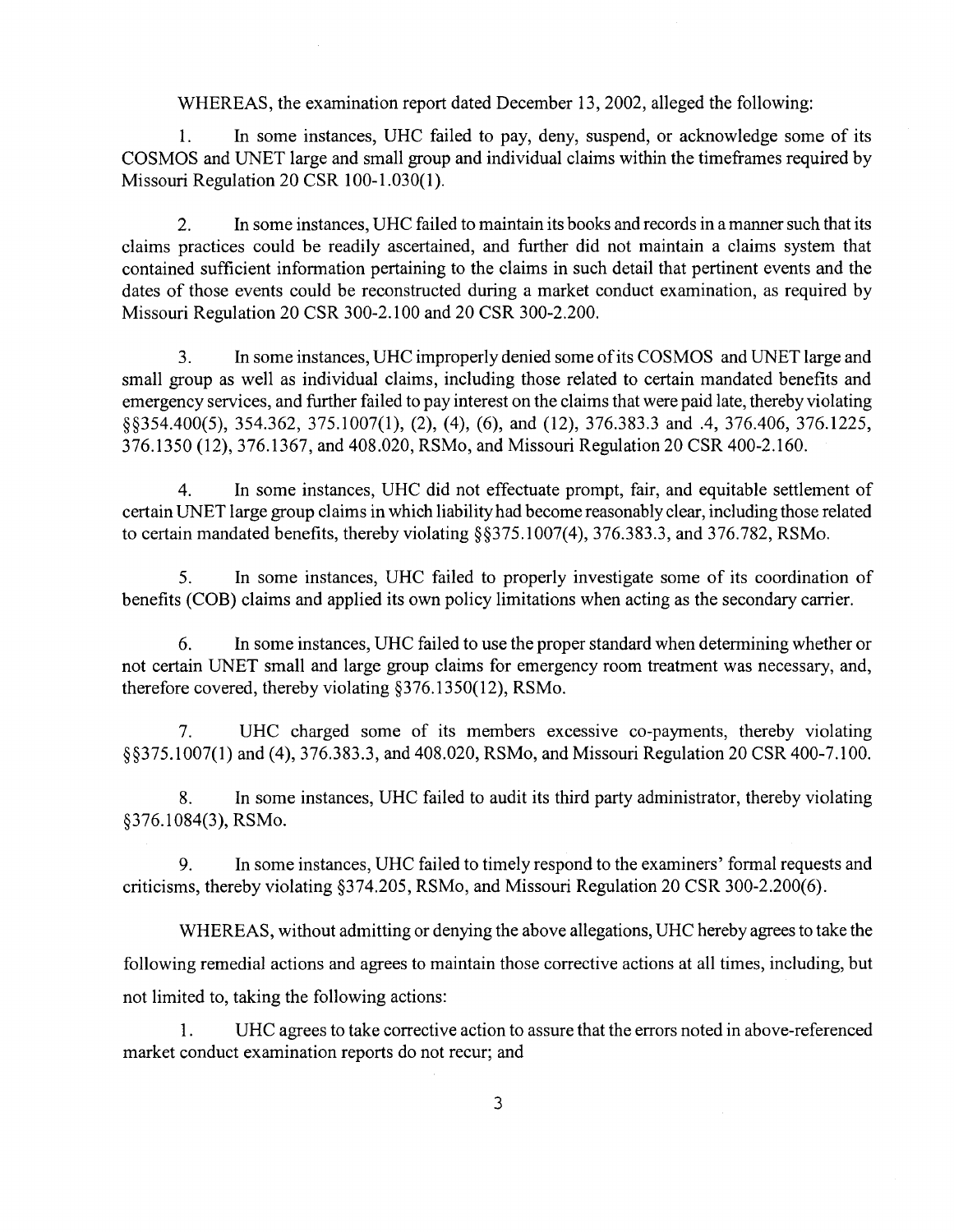WHEREAS, the examination report dated December 13, 2002, alleged the following:

1. In some instances, UHC failed to pay, deny, suspend, or acknowledge some of its COSMOS and UNET large and small group and individual claims within the timeframes required by Missouri Regulation 20 CSR 100-1.030(1).

2. In some instances, UHC failed to maintain its books and records in a manner such that its claims practices could be readily ascertained, and further did not maintain a claims system that contained sufficient information pertaining to the claims in such detail that pertinent events and the dates of those events could be reconstructed during a market conduct examination, as required by Missouri Regulation 20 CSR 300-2.100 and 20 CSR 300-2.200.

3. In some instances, UHC improperly denied some of its COSMOS and UNET large and small group as well as individual claims, including those related to certain mandated benefits and emergency services, and further failed to pay interest on the claims that were paid late, thereby violating §§354.400(5), 354.362, 375.1007(1), (2), (4), (6), and (12), 376.383.3 and .4, 376.406, 376.1225, 376.1350 (12), 376.1367, and 408.020, RSMo, and Missouri Regulation 20 CSR 400-2.160.

4. In some instances, UHC did not effectuate prompt, fair, and equitable settlement of certain UNET large group claims in which liability had become reasonably clear, including those related to certain mandated benefits, thereby violating §§375.1007(4), 376.383.3, and 376.782, RSMo.

5. In some instances, UHC failed to properly investigate some of its coordination of benefits (COB) claims and applied its own policy limitations when acting as the secondary carrier.

6. In some instances, UHC failed to use the proper standard when determining whether or not certain UNET small and large group claims for emergency room treatment was necessary, and, therefore covered, thereby violating §376.1350(12), RSMo.

7. UHC charged some of its members excessive co-payments, thereby violating §§375.1007(1) and (4), 376.383.3, and 408.020, RSMo, and Missouri Regulation 20 CSR 400-7.100.

8. In some instances, UHC failed to audit its third party administrator, thereby violating §376.1084(3), RSMo.

9. In some instances, UHC failed to timely respond to the examiners' formal requests and criticisms, thereby violating §374.205, RSMo, and Missouri Regulation 20 CSR 300-2.200(6).

WHEREAS, without admitting or denying the above allegations, UHC hereby agrees to take the following remedial actions and agrees to maintain those corrective actions at all times, including, but not limited to, taking the following actions:

1. UHC agrees to take corrective action to assure that the errors noted in above-referenced market conduct examination reports do not recur; and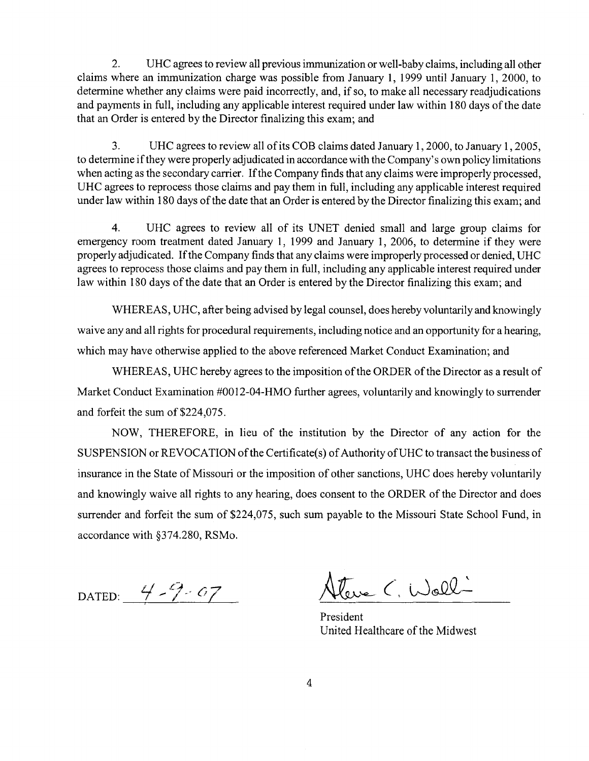2. UHC agrees to review all previous immunization or well-baby claims, including all other claims where an immunization charge was possible from January 1, 1999 until January 1, 2000, to determine whether any claims were paid incorrectly, and, if so, to make all necessary readjudications and payments in full, including any applicable interest required under law within 180 days of the date that an Order is entered by the Director finalizing this exam; and

3. UHC agrees to review all of its COB claims dated January 1, 2000, to January 1, 2005, to determine if they were properly adjudicated in accordance with the Company's own policy limitations when acting as the secondary carrier. If the Company finds that any claims were improperly processed, UHC agrees to reprocess those claims and pay them in full, including any applicable interest required under law within 180 days of the date that an Order is entered by the Director finalizing this exam; and

4. UHC agrees to review all of its UNET denied small and large group claims for emergency room treatment dated January 1, 1999 and January 1, 2006, to determine if they were properly adjudicated. If the Company finds that any claims were improperly processed or denied, UHC agrees to reprocess those claims and pay them in full, including any applicable interest required under law within 180 days of the date that an Order is entered by the Director finalizing this exam; and

WHEREAS, UHC, after being advised by legal counsel, does hereby voluntarily and knowingly waive any and all rights for procedural requirements, including notice and an opportunity for a hearing, which may have otherwise applied to the above referenced Market Conduct Examination; and

WHEREAS, UHC hereby agrees to the imposition of the ORDER of the Director as a result of Market Conduct Examination #0012-04-HMO further agrees, voluntarily and knowingly to surrender and forfeit the sum of $224,075.

NOW, THEREFORE, in lieu of the institution by the Director of any action for the SUSPENSION or REVOCATION of the Certificate(s) of Authority of UHC to transact the business of insurance in the State of Missouri or the imposition of other sanctions, UHC does hereby voluntarily and knowingly waive all rights to any hearing, does consent to the ORDER of the Director and does surrender and forfeit the sum of $224,075, such sum payable to the Missouri State School Fund, in accordance with §374.280, RSMo.

DATED: 4-9-07

Steve C. Wall

President
United Healthcare of the Midwest